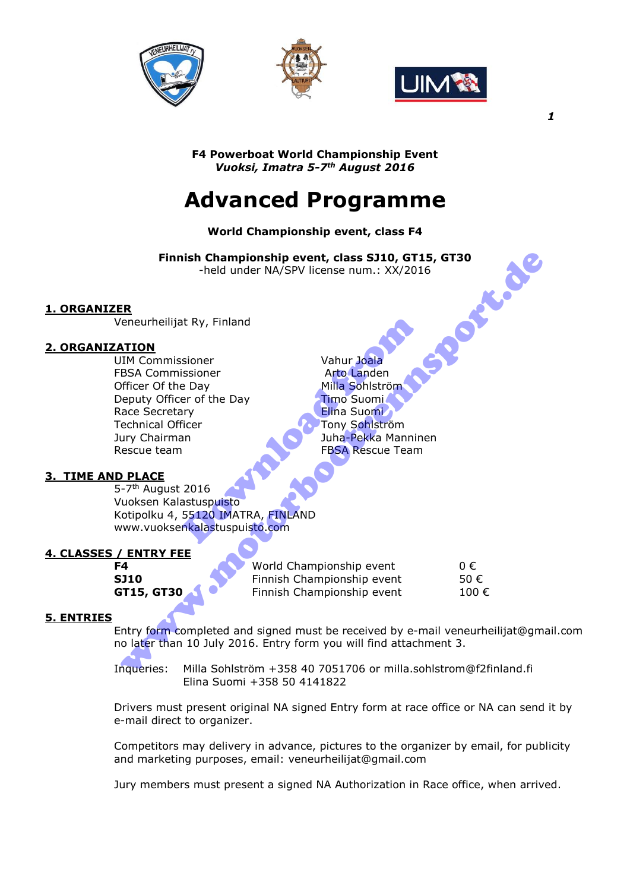**F4 Powerboat World Championship Event**
***Vuoksi, Imatra 5-7$^{th}$ August 2016***

# Advanced Programme

**World Championship event, class F4**

**Finnish Championship event, class SJ10, GT15, GT30**
-held under NA/SPV license num.: XX/2016

## 1. ORGANIZER

Veneurheilijat Ry, Finland

## 2. ORGANIZATION

| | |
|---|---|
| UIM Commissioner | Vahur Joala |
| FBSA Commissioner | Arto Landen |
| Officer Of the Day | Milla Sohlström |
| Deputy Officer of the Day | Timo Suomi |
| Race Secretary | Elina Suomi |
| Technical Officer | Tony Sohlström |
| Jury Chairman | Juha-Pekka Manninen |
| Rescue team | FBSA Rescue Team |

## 3. TIME AND PLACE

5-7$^{th}$ August 2016
Vuoksen Kalastuspuisto
Kotipolku 4, 55120 IMATRA, FINLAND
www.vuoksenkalastuspuisto.com

## 4. CLASSES / ENTRY FEE

| | | |
|---|---|---|
| **F4** | World Championship event | 0 € |
| **SJ10** | Finnish Championship event | 50 € |
| **GT15, GT30** | Finnish Championship event | 100 € |

## 5. ENTRIES

Entry form completed and signed must be received by e-mail veneurheilijat@gmail.com no later than 10 July 2016. Entry form you will find attachment 3.

Inqueries: Milla Sohlström +358 40 7051706 or milla.sohlstrom@f2finland.fi
Elina Suomi +358 50 4141822

Drivers must present original NA signed Entry form at race office or NA can send it by e-mail direct to organizer.

Competitors may delivery in advance, pictures to the organizer by email, for publicity and marketing purposes, email: veneurheilijat@gmail.com

Jury members must present a signed NA Authorization in Race office, when arrived.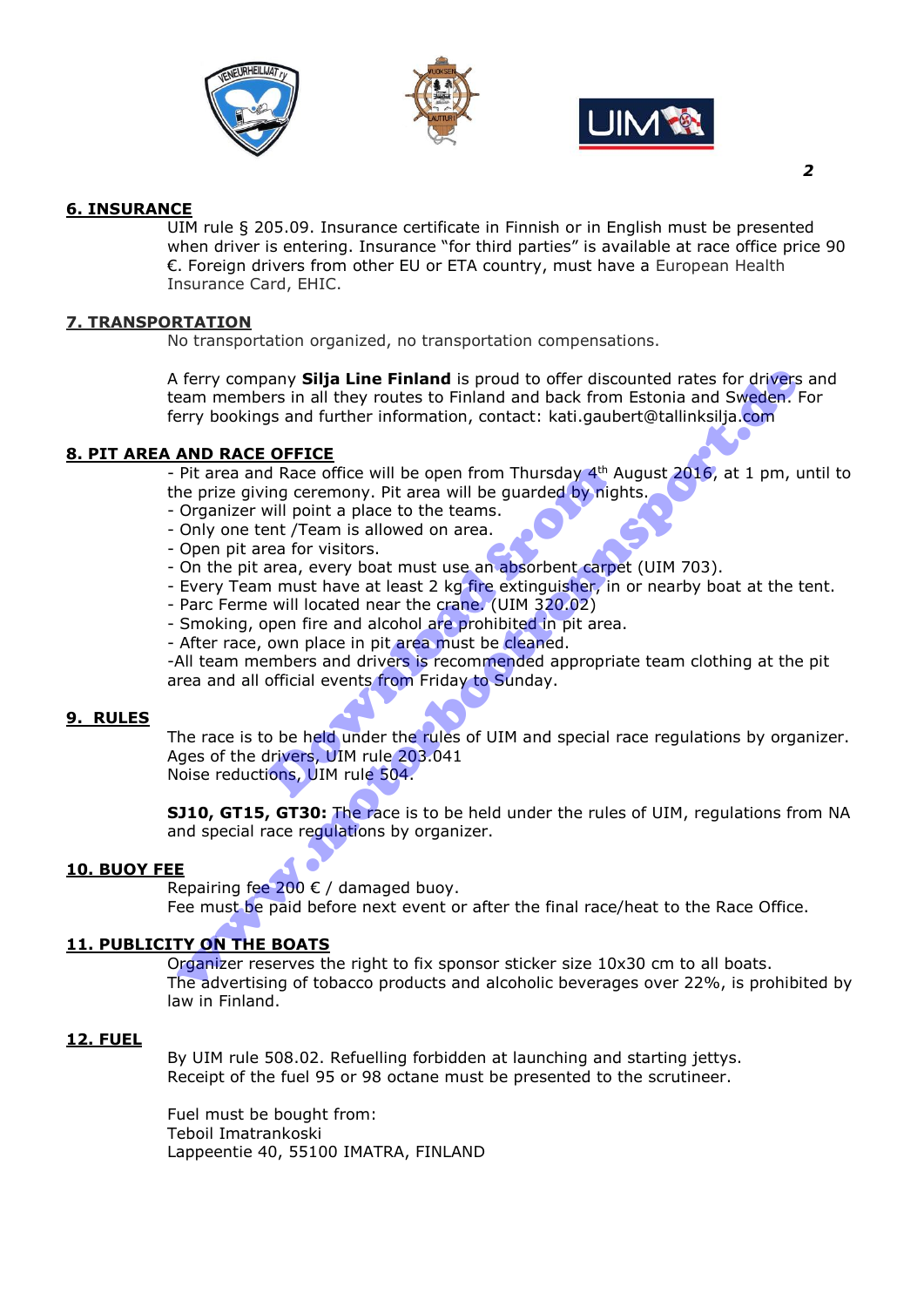## 6. INSURANCE

UIM rule § 205.09. Insurance certificate in Finnish or in English must be presented when driver is entering. Insurance "for third parties" is available at race office price 90 €. Foreign drivers from other EU or ETA country, must have a European Health Insurance Card, EHIC.

## 7. TRANSPORTATION

No transportation organized, no transportation compensations.

A ferry company **Silja Line Finland** is proud to offer discounted rates for drivers and team members in all they routes to Finland and back from Estonia and Sweden. For ferry bookings and further information, contact: kati.gaubert@tallinksilja.com

## 8. PIT AREA AND RACE OFFICE

- Pit area and Race office will be open from Thursday 4th August 2016, at 1 pm, until to the prize giving ceremony. Pit area will be guarded by nights.
- Organizer will point a place to the teams.
- Only one tent /Team is allowed on area.
- Open pit area for visitors.
- On the pit area, every boat must use an absorbent carpet (UIM 703).
- Every Team must have at least 2 kg fire extinguisher, in or nearby boat at the tent.
- Parc Ferme will located near the crane. (UIM 320.02)
- Smoking, open fire and alcohol are prohibited in pit area.
- After race, own place in pit area must be cleaned.
- All team members and drivers is recommended appropriate team clothing at the pit area and all official events from Friday to Sunday.

## 9. RULES

The race is to be held under the rules of UIM and special race regulations by organizer.
Ages of the drivers, UIM rule 203.041
Noise reductions, UIM rule 504.

**SJ10, GT15, GT30:** The race is to be held under the rules of UIM, regulations from NA and special race regulations by organizer.

## 10. BUOY FEE

Repairing fee 200 € / damaged buoy.
Fee must be paid before next event or after the final race/heat to the Race Office.

## 11. PUBLICITY ON THE BOATS

Organizer reserves the right to fix sponsor sticker size 10x30 cm to all boats.
The advertising of tobacco products and alcoholic beverages over 22%, is prohibited by law in Finland.

## 12. FUEL

By UIM rule 508.02. Refuelling forbidden at launching and starting jettys.
Receipt of the fuel 95 or 98 octane must be presented to the scrutineer.

Fuel must be bought from:
Teboil Imatrankoski
Lappeentie 40, 55100 IMATRA, FINLAND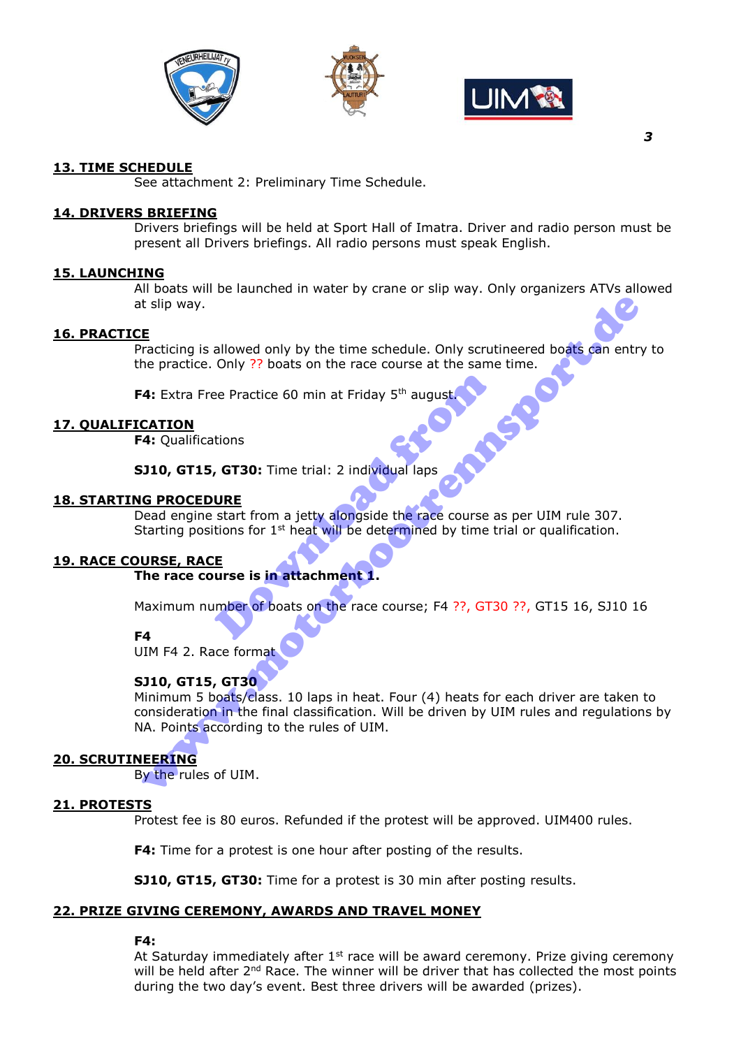## 13. TIME SCHEDULE

See attachment 2: Preliminary Time Schedule.

## 14. DRIVERS BRIEFING

Drivers briefings will be held at Sport Hall of Imatra. Driver and radio person must be present all Drivers briefings. All radio persons must speak English.

## 15. LAUNCHING

All boats will be launched in water by crane or slip way. Only organizers ATVs allowed at slip way.

## 16. PRACTICE

Practicing is allowed only by the time schedule. Only scrutineered boats can entry to the practice. Only ?? boats on the race course at the same time.

**F4:** Extra Free Practice 60 min at Friday 5th august.

## 17. QUALIFICATION

**F4:** Qualifications

**SJ10, GT15, GT30:** Time trial: 2 individual laps

## 18. STARTING PROCEDURE

Dead engine start from a jetty alongside the race course as per UIM rule 307. Starting positions for 1st heat will be determined by time trial or qualification.

## 19. RACE COURSE, RACE

**The race course is in attachment 1.**

Maximum number of boats on the race course; F4 ??, GT30 ??, GT15 16, SJ10 16

**F4**

UIM F4 2. Race format

**SJ10, GT15, GT30**

Minimum 5 boats/class. 10 laps in heat. Four (4) heats for each driver are taken to consideration in the final classification. Will be driven by UIM rules and regulations by NA. Points according to the rules of UIM.

## 20. SCRUTINEERING

By the rules of UIM.

## 21. PROTESTS

Protest fee is 80 euros. Refunded if the protest will be approved. UIM400 rules.

**F4:** Time for a protest is one hour after posting of the results.

**SJ10, GT15, GT30:** Time for a protest is 30 min after posting results.

## 22. PRIZE GIVING CEREMONY, AWARDS AND TRAVEL MONEY

**F4:**

At Saturday immediately after 1st race will be award ceremony. Prize giving ceremony will be held after 2nd Race. The winner will be driver that has collected the most points during the two day's event. Best three drivers will be awarded (prizes).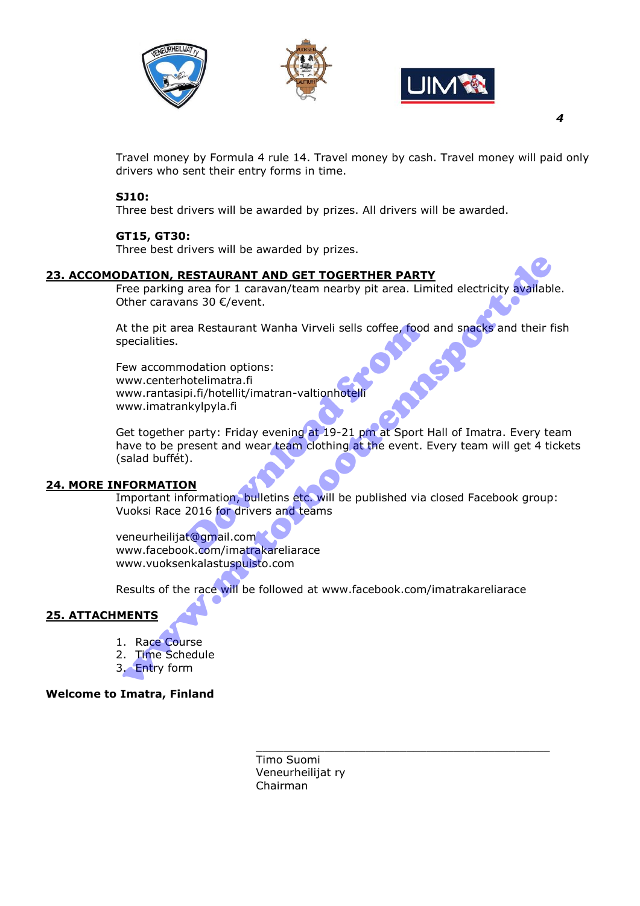Travel money by Formula 4 rule 14. Travel money by cash. Travel money will paid only drivers who sent their entry forms in time.

**SJ10:**
Three best drivers will be awarded by prizes. All drivers will be awarded.

**GT15, GT30:**
Three best drivers will be awarded by prizes.

## 23. ACCOMODATION, RESTAURANT AND GET TOGERTHER PARTY

Free parking area for 1 caravan/team nearby pit area. Limited electricity available. Other caravans 30 €/event.

At the pit area Restaurant Wanha Virveli sells coffee, food and snacks and their fish specialities.

Few accommodation options:
www.centerhotelimatra.fi
www.rantasipi.fi/hotellit/imatran-valtionhotelli
www.imatrankylpyla.fi

Get together party: Friday evening at 19-21 pm at Sport Hall of Imatra. Every team have to be present and wear team clothing at the event. Every team will get 4 tickets (salad buffét).

## 24. MORE INFORMATION

Important information, bulletins etc. will be published via closed Facebook group: Vuoksi Race 2016 for drivers and teams

veneurheilijat@gmail.com
www.facebook.com/imatrakareliarace
www.vuoksenkalastuspuisto.com

Results of the race will be followed at www.facebook.com/imatrakareliarace

## 25. ATTACHMENTS

1. Race Course
2. Time Schedule
3. Entry form

**Welcome to Imatra, Finland**

_____________________________________________

Timo Suomi
Veneurheilijat ry
Chairman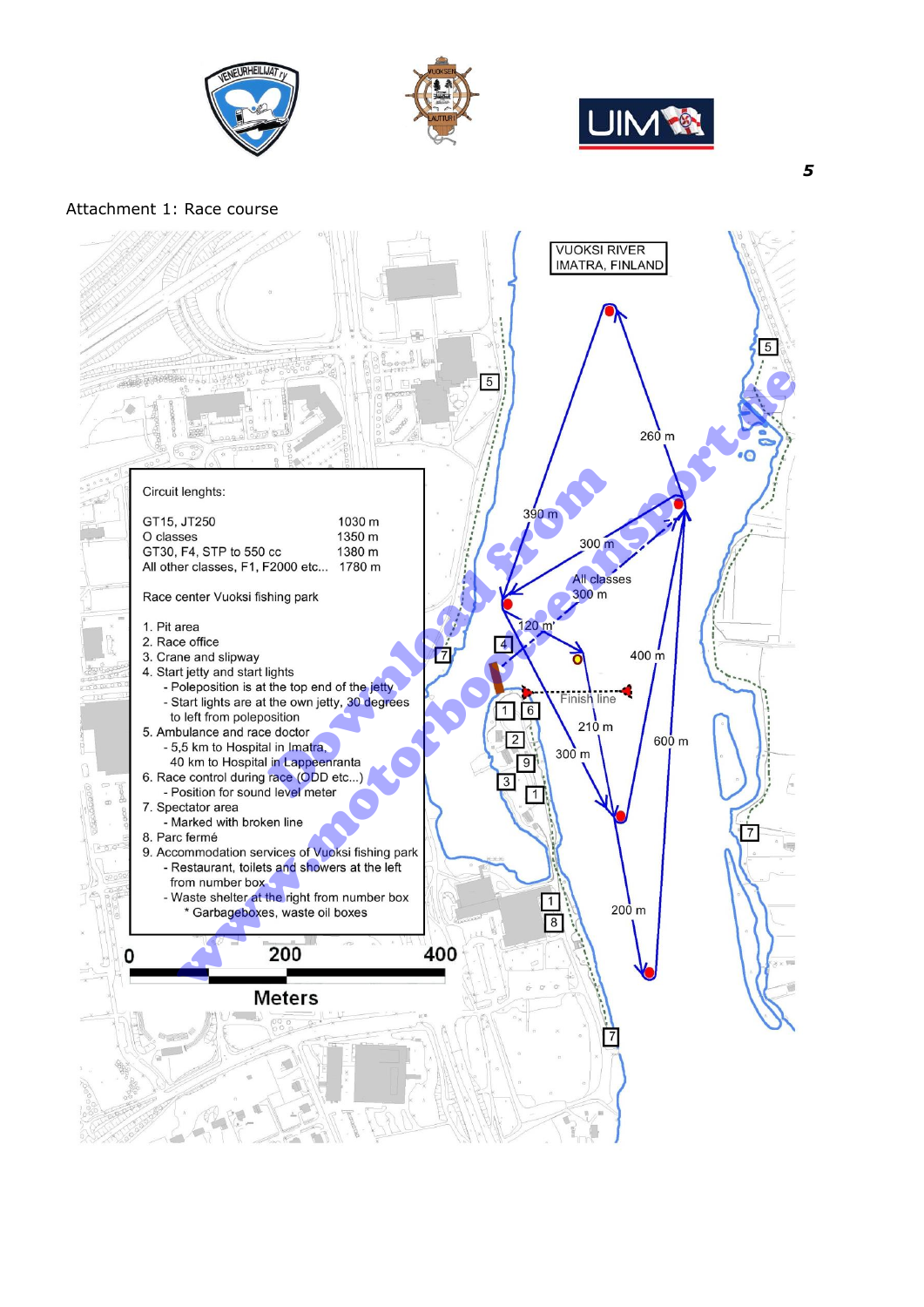Attachment 1: Race course

VUOKSI RIVER
IMATRA, FINLAND

Circuit lenghts:

| | |
|---|---|
| GT15, JT250 | 1030 m |
| O classes | 1350 m |
| GT30, F4, STP to 550 cc | 1380 m |
| All other classes, F1, F2000 etc... | 1780 m |

Race center Vuoksi fishing park

1. Pit area
2. Race office
3. Crane and slipway
4. Start jetty and start lights
   - Poleposition is at the top end of the jetty
   - Start lights are at the own jetty, 30 degrees to left from poleposition
5. Ambulance and race doctor
   - 5,5 km to Hospital in Imatra,
   - 40 km to Hospital in Lappeenranta
6. Race control during race (ODD etc...)
   - Position for sound level meter
7. Spectator area
   - Marked with broken line
8. Parc fermé
9. Accommodation services of Vuoksi fishing park
   - Restaurant, toilets and showers at the left from number box
   - Waste shelter at the right from number box
     * Garbageboxes, waste oil boxes

0 200 400
Meters

390 m
260 m
300 m
All classes 300 m
120 m
400 m
Finish line
210 m
300 m
600 m
200 m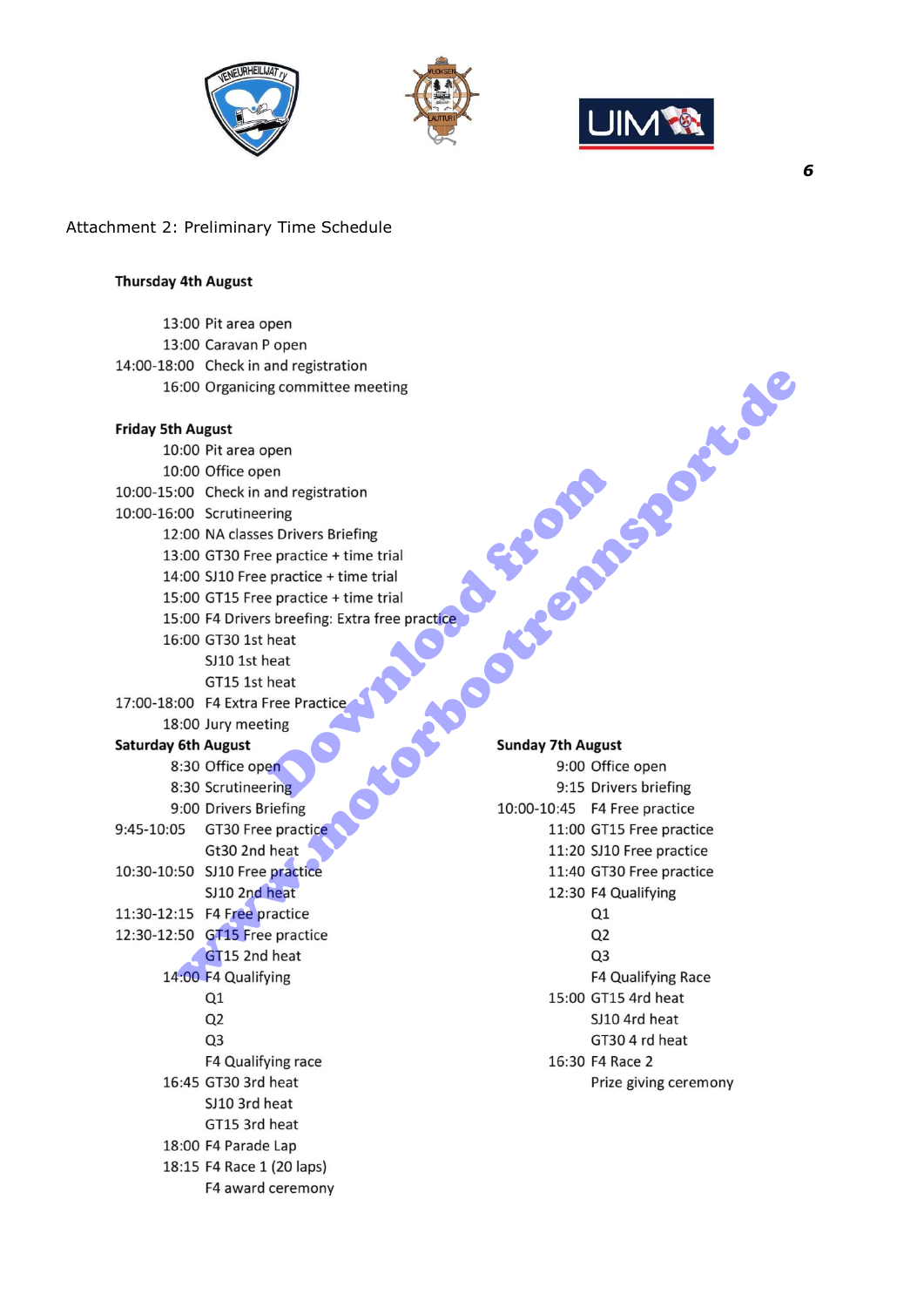Attachment 2: Preliminary Time Schedule

**Thursday 4th August**

13:00 Pit area open
13:00 Caravan P open
14:00-18:00 Check in and registration
16:00 Organicing committee meeting

**Friday 5th August**

10:00 Pit area open
10:00 Office open
10:00-15:00 Check in and registration
10:00-16:00 Scrutineering
12:00 NA classes Drivers Briefing
13:00 GT30 Free practice + time trial
14:00 SJ10 Free practice + time trial
15:00 GT15 Free practice + time trial
15:00 F4 Drivers breefing: Extra free practice
16:00 GT30 1st heat
SJ10 1st heat
GT15 1st heat
17:00-18:00 F4 Extra Free Practice
18:00 Jury meeting

**Saturday 6th August**

8:30 Office open
8:30 Scrutineering
9:00 Drivers Briefing
9:45-10:05 GT30 Free practice
Gt30 2nd heat
10:30-10:50 SJ10 Free practice
SJ10 2nd heat
11:30-12:15 F4 Free practice
12:30-12:50 GT15 Free practice
GT15 2nd heat
14:00 F4 Qualifying
Q1
Q2
Q3
F4 Qualifying race
16:45 GT30 3rd heat
SJ10 3rd heat
GT15 3rd heat
18:00 F4 Parade Lap
18:15 F4 Race 1 (20 laps)
F4 award ceremony

**Sunday 7th August**

9:00 Office open
9:15 Drivers briefing
10:00-10:45 F4 Free practice
11:00 GT15 Free practice
11:20 SJ10 Free practice
11:40 GT30 Free practice
12:30 F4 Qualifying
Q1
Q2
Q3
F4 Qualifying Race
15:00 GT15 4rd heat
SJ10 4rd heat
GT30 4 rd heat
16:30 F4 Race 2
Prize giving ceremony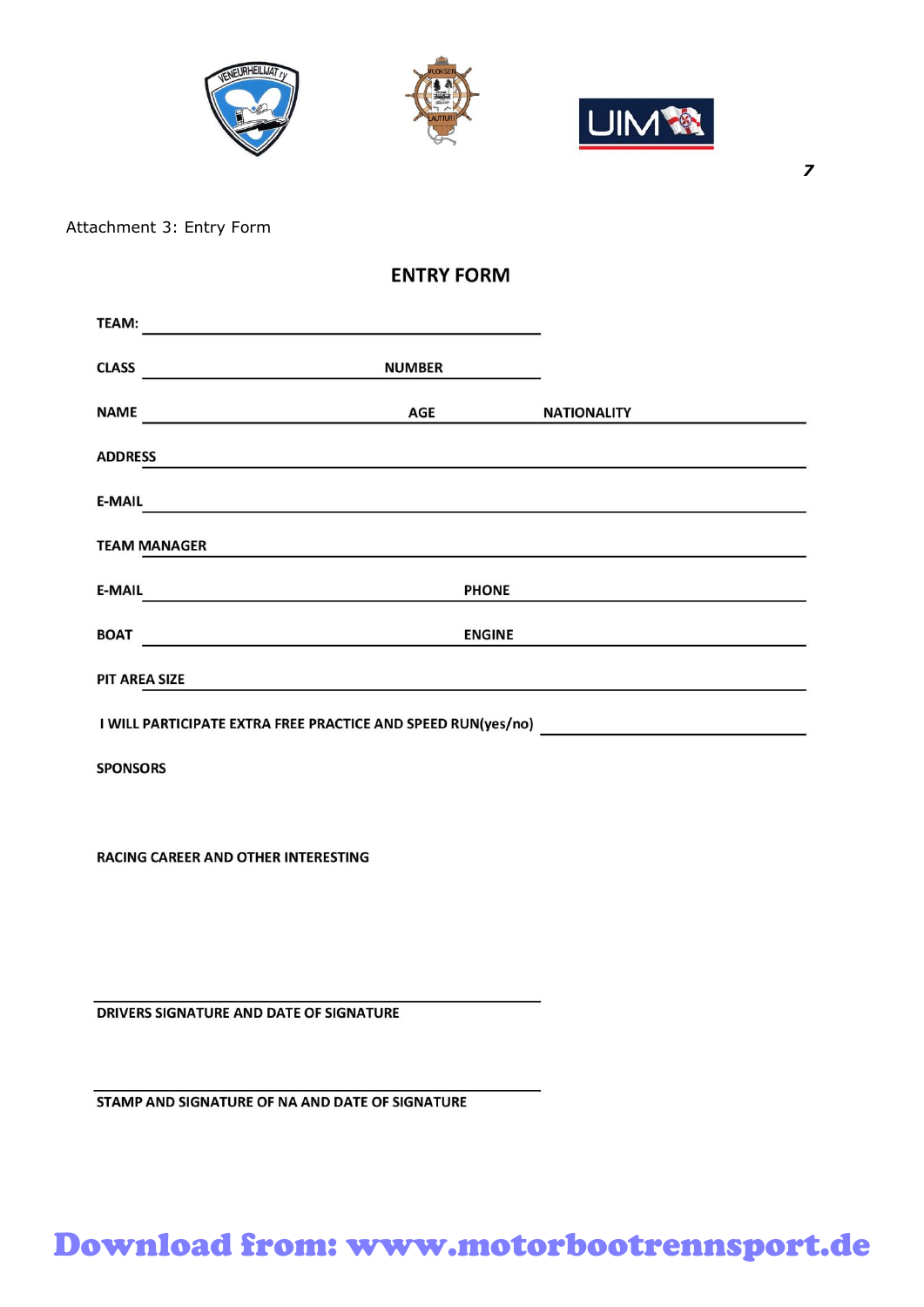Attachment 3: Entry Form

# ENTRY FORM

TEAM: \_\_\_\_\_\_\_\_\_\_\_\_\_\_\_\_\_\_\_\_\_\_\_\_\_\_\_\_\_\_\_\_\_\_\_\_\_\_\_\_

CLASS \_\_\_\_\_\_\_\_\_\_\_\_\_\_\_\_\_\_\_\_\_\_\_\_\_\_ NUMBER \_\_\_\_\_\_\_\_\_\_

NAME \_\_\_\_\_\_\_\_\_\_\_\_\_\_\_\_\_\_\_\_\_\_\_\_\_\_ AGE \_\_\_\_\_\_\_\_\_\_ NATIONALITY \_\_\_\_\_\_\_\_\_\_\_\_\_\_\_\_

ADDRESS \_\_\_\_\_\_\_\_\_\_\_\_\_\_\_\_\_\_\_\_\_\_\_\_\_\_\_\_\_\_\_\_\_\_\_\_\_\_\_\_\_\_\_\_\_\_\_\_\_\_\_\_\_\_\_\_\_\_\_\_

E-MAIL \_\_\_\_\_\_\_\_\_\_\_\_\_\_\_\_\_\_\_\_\_\_\_\_\_\_\_\_\_\_\_\_\_\_\_\_\_\_\_\_\_\_\_\_\_\_\_\_\_\_\_\_\_\_\_\_\_\_\_\_\_\_

TEAM MANAGER \_\_\_\_\_\_\_\_\_\_\_\_\_\_\_\_\_\_\_\_\_\_\_\_\_\_\_\_\_\_\_\_\_\_\_\_\_\_\_\_\_\_\_\_\_\_\_\_\_\_\_\_\_\_\_\_

E-MAIL \_\_\_\_\_\_\_\_\_\_\_\_\_\_\_\_\_\_\_\_\_\_\_\_\_\_\_\_\_\_\_\_ PHONE \_\_\_\_\_\_\_\_\_\_\_\_\_\_\_\_\_\_\_\_\_\_\_\_

BOAT \_\_\_\_\_\_\_\_\_\_\_\_\_\_\_\_\_\_\_\_\_\_\_\_\_\_\_\_\_\_\_\_\_\_ ENGINE \_\_\_\_\_\_\_\_\_\_\_\_\_\_\_\_\_\_\_\_\_\_\_

PIT AREA SIZE \_\_\_\_\_\_\_\_\_\_\_\_\_\_\_\_\_\_\_\_\_\_\_\_\_\_\_\_\_\_\_\_\_\_\_\_\_\_\_\_\_\_\_\_\_\_\_\_\_\_\_\_\_\_\_\_\_

I WILL PARTICIPATE EXTRA FREE PRACTICE AND SPEED RUN(yes/no) \_\_\_\_\_\_\_\_\_\_\_\_\_\_\_\_\_\_\_\_

SPONSORS

RACING CAREER AND OTHER INTERESTING

\_\_\_\_\_\_\_\_\_\_\_\_\_\_\_\_\_\_\_\_\_\_\_\_\_\_\_\_\_\_\_\_\_\_\_\_\_\_\_\_

DRIVERS SIGNATURE AND DATE OF SIGNATURE

\_\_\_\_\_\_\_\_\_\_\_\_\_\_\_\_\_\_\_\_\_\_\_\_\_\_\_\_\_\_\_\_\_\_\_\_\_\_\_\_

STAMP AND SIGNATURE OF NA AND DATE OF SIGNATURE

**Download from: www.motorbootrennsport.de**